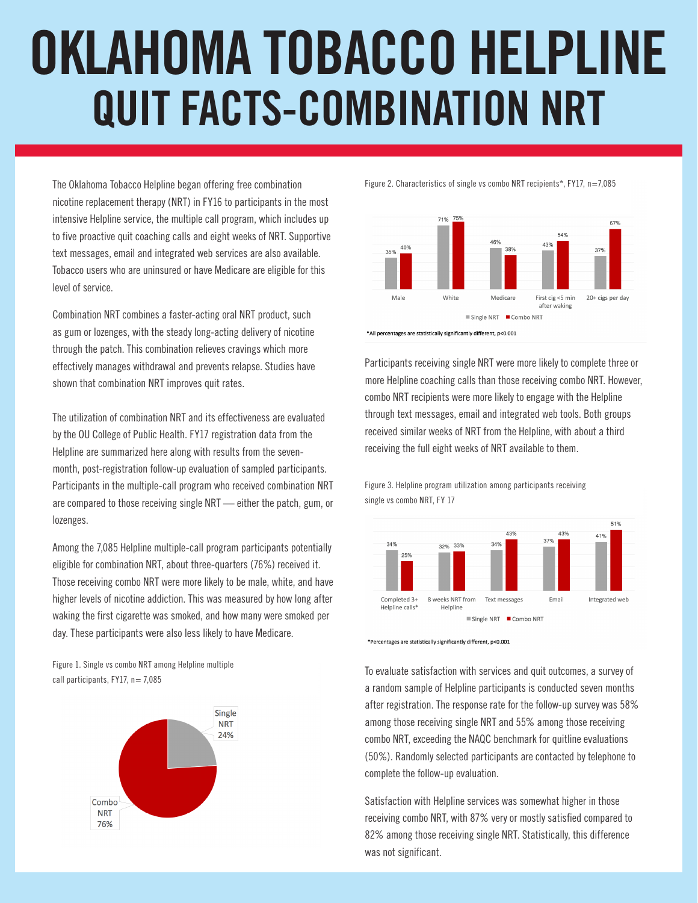# OKLAHOMA TOBACCO HELPLINE

## QUIT FACTS-COMBINATION NRT

The Oklahoma Tobacco Helpline began offering free combination nicotine replacement therapy (NRT) in FY16 to participants in the most intensive Helpline service, the multiple call program, which includes up to five proactive quit coaching calls and eight weeks of NRT. Supportive text messages, email and integrated web services are also available. Tobacco users who are uninsured or have Medicare are eligible for this level of service.

Combination NRT combines a faster-acting oral NRT product, such as gum or lozenges, with the steady long-acting delivery of nicotine through the patch. This combination relieves cravings which more effectively manages withdrawal and prevents relapse. Studies have shown that combination NRT improves quit rates.

The utilization of combination NRT and its effectiveness are evaluated by the OU College of Public Health. FY17 registration data from the Helpline are summarized here along with results from the seven-month, post-registration follow-up evaluation of sampled participants. Participants in the multiple-call program who received combination NRT are compared to those receiving single NRT — either the patch, gum, or lozenges.

Among the 7,085 Helpline multiple-call program participants potentially eligible for combination NRT, about three-quarters (76%) received it. Those receiving combo NRT were more likely to be male, white, and have higher levels of nicotine addiction. This was measured by how long after waking the first cigarette was smoked, and how many were smoked per day. These participants were also less likely to have Medicare.

Figure 1. Single vs combo NRT among Helpline multiple call participants, FY17, n= 7,085

| | Percent |
|---|---|
| Single NRT | 24% |
| Combo NRT | 76% |

Figure 2. Characteristics of single vs combo NRT recipients*, FY17, n=7,085

| | Single NRT | Combo NRT |
|---|---|---|
| Male | 35% | 40% |
| White | 71% | 75% |
| Medicare | 46% | 38% |
| First cig <5 min after waking | 43% | 54% |
| 20+ cigs per day | 37% | 67% |

*All percentages are statistically significantly different, p<0.001

Participants receiving single NRT were more likely to complete three or more Helpline coaching calls than those receiving combo NRT. However, combo NRT recipients were more likely to engage with the Helpline through text messages, email and integrated web tools. Both groups received similar weeks of NRT from the Helpline, with about a third receiving the full eight weeks of NRT available to them.

Figure 3. Helpline program utilization among participants receiving single vs combo NRT, FY 17

| | Single NRT | Combo NRT |
|---|---|---|
| Completed 3+ Helpline calls* | 34% | 25% |
| 8 weeks NRT from Helpline | 32% | 33% |
| Text messages | 34% | 43% |
| Email | 37% | 43% |
| Integrated web | 41% | 51% |

*Percentages are statistically significantly different, p<0.001

To evaluate satisfaction with services and quit outcomes, a survey of a random sample of Helpline participants is conducted seven months after registration. The response rate for the follow-up survey was 58% among those receiving single NRT and 55% among those receiving combo NRT, exceeding the NAQC benchmark for quitline evaluations (50%). Randomly selected participants are contacted by telephone to complete the follow-up evaluation.

Satisfaction with Helpline services was somewhat higher in those receiving combo NRT, with 87% very or mostly satisfied compared to 82% among those receiving single NRT. Statistically, this difference was not significant.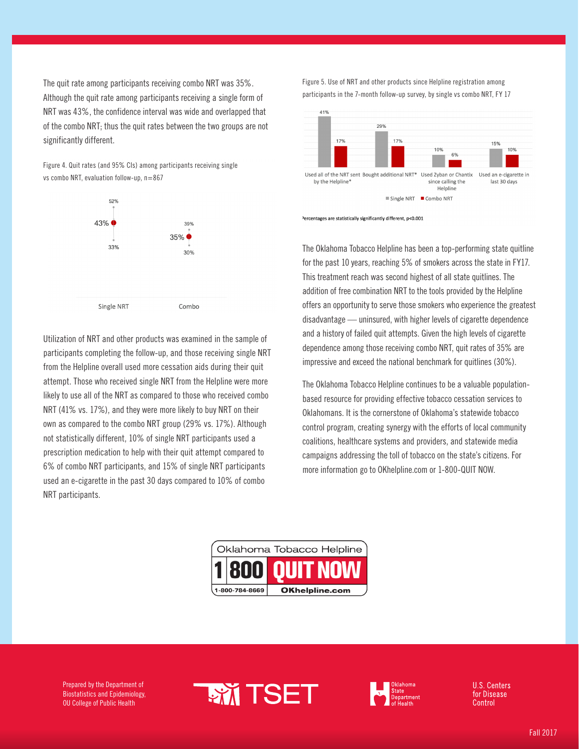The quit rate among participants receiving combo NRT was 35%. Although the quit rate among participants receiving a single form of NRT was 43%, the confidence interval was wide and overlapped that of the combo NRT; thus the quit rates between the two groups are not significantly different.

Figure 4. Quit rates (and 95% CIs) among participants receiving single vs combo NRT, evaluation follow-up, n=867

52%
43%
33%
39%
35%
30%
Single NRT
Combo

Utilization of NRT and other products was examined in the sample of participants completing the follow-up, and those receiving single NRT from the Helpline overall used more cessation aids during their quit attempt. Those who received single NRT from the Helpline were more likely to use all of the NRT as compared to those who received combo NRT (41% vs. 17%), and they were more likely to buy NRT on their own as compared to the combo NRT group (29% vs. 17%). Although not statistically different, 10% of single NRT participants used a prescription medication to help with their quit attempt compared to 6% of combo NRT participants, and 15% of single NRT participants used an e-cigarette in the past 30 days compared to 10% of combo NRT participants.

Figure 5. Use of NRT and other products since Helpline registration among participants in the 7-month follow-up survey, by single vs combo NRT, FY 17

41%
17%
29%
17%
10%
6%
15%
10%
Used all of the NRT sent by the Helpline*
Bought additional NRT*
Used Zyban or Chantix since calling the Helpline
Used an e-cigarette in last 30 days
Single NRT
Combo NRT

*Percentages are statistically significantly different, $p<0.001$

The Oklahoma Tobacco Helpline has been a top-performing state quitline for the past 10 years, reaching 5% of smokers across the state in FY17. This treatment reach was second highest of all state quitlines. The addition of free combination NRT to the tools provided by the Helpline offers an opportunity to serve those smokers who experience the greatest disadvantage — uninsured, with higher levels of cigarette dependence and a history of failed quit attempts. Given the high levels of cigarette dependence among those receiving combo NRT, quit rates of 35% are impressive and exceed the national benchmark for quitlines (30%).

The Oklahoma Tobacco Helpline continues to be a valuable population-based resource for providing effective tobacco cessation services to Oklahomans. It is the cornerstone of Oklahoma's statewide tobacco control program, creating synergy with the efforts of local community coalitions, healthcare systems and providers, and statewide media campaigns addressing the toll of tobacco on the state's citizens. For more information go to OKhelpline.com or 1-800-QUIT NOW.

Oklahoma Tobacco Helpline
1 800 QUIT NOW
1-800-784-8669 OKhelpline.com

Prepared by the Department of Biostatistics and Epidemiology, OU College of Public Health

TSET

Oklahoma State Department of Health

U.S. Centers for Disease Control

Fall 2017